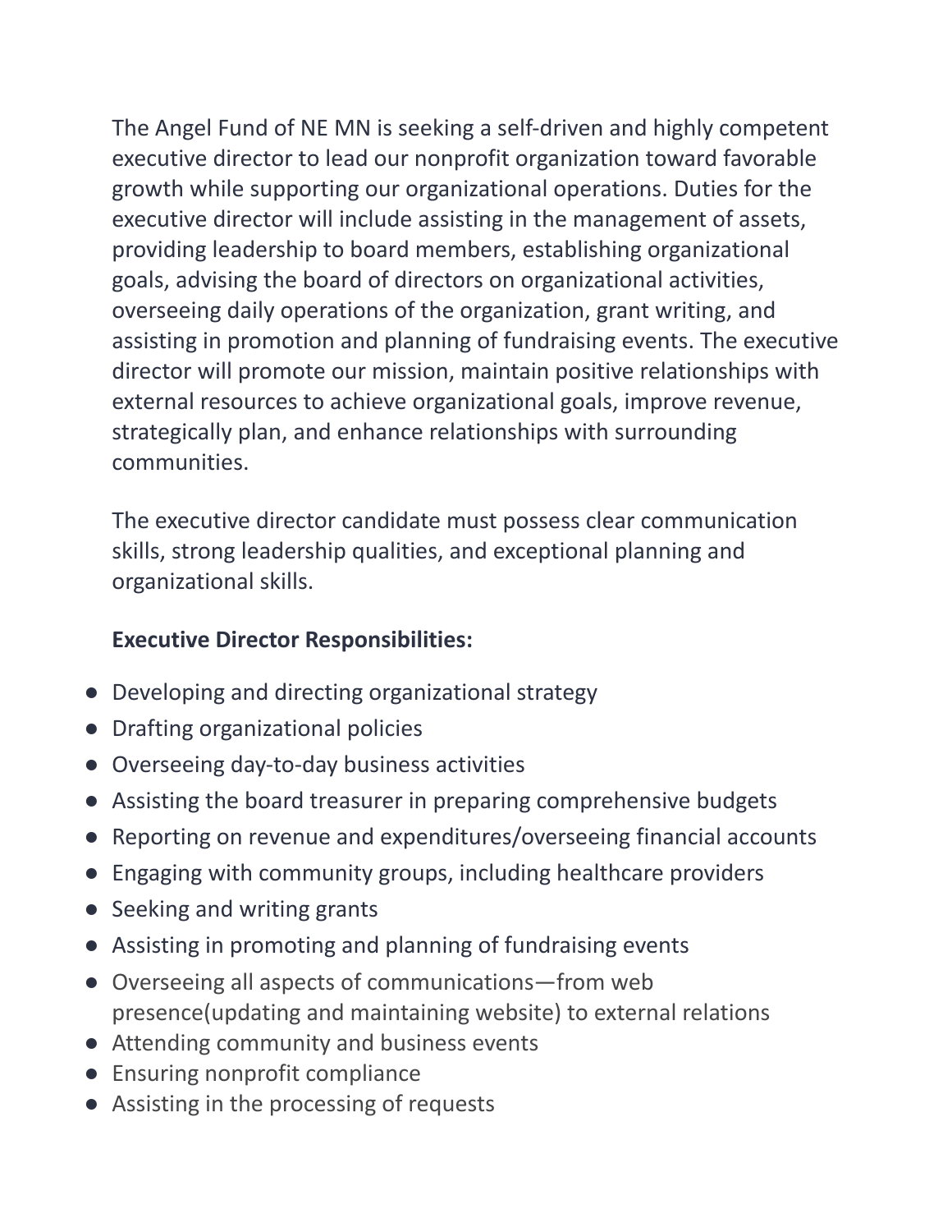The Angel Fund of NE MN is seeking a self-driven and highly competent executive director to lead our nonprofit organization toward favorable growth while supporting our organizational operations. Duties for the executive director will include assisting in the management of assets, providing leadership to board members, establishing organizational goals, advising the board of directors on organizational activities, overseeing daily operations of the organization, grant writing, and assisting in promotion and planning of fundraising events. The executive director will promote our mission, maintain positive relationships with external resources to achieve organizational goals, improve revenue, strategically plan, and enhance relationships with surrounding communities.

The executive director candidate must possess clear communication skills, strong leadership qualities, and exceptional planning and organizational skills.

**Executive Director Responsibilities:**

- Developing and directing organizational strategy
- Drafting organizational policies
- Overseeing day-to-day business activities
- Assisting the board treasurer in preparing comprehensive budgets
- Reporting on revenue and expenditures/overseeing financial accounts
- Engaging with community groups, including healthcare providers
- Seeking and writing grants
- Assisting in promoting and planning of fundraising events
- Overseeing all aspects of communications—from web presence(updating and maintaining website) to external relations
- Attending community and business events
- Ensuring nonprofit compliance
- Assisting in the processing of requests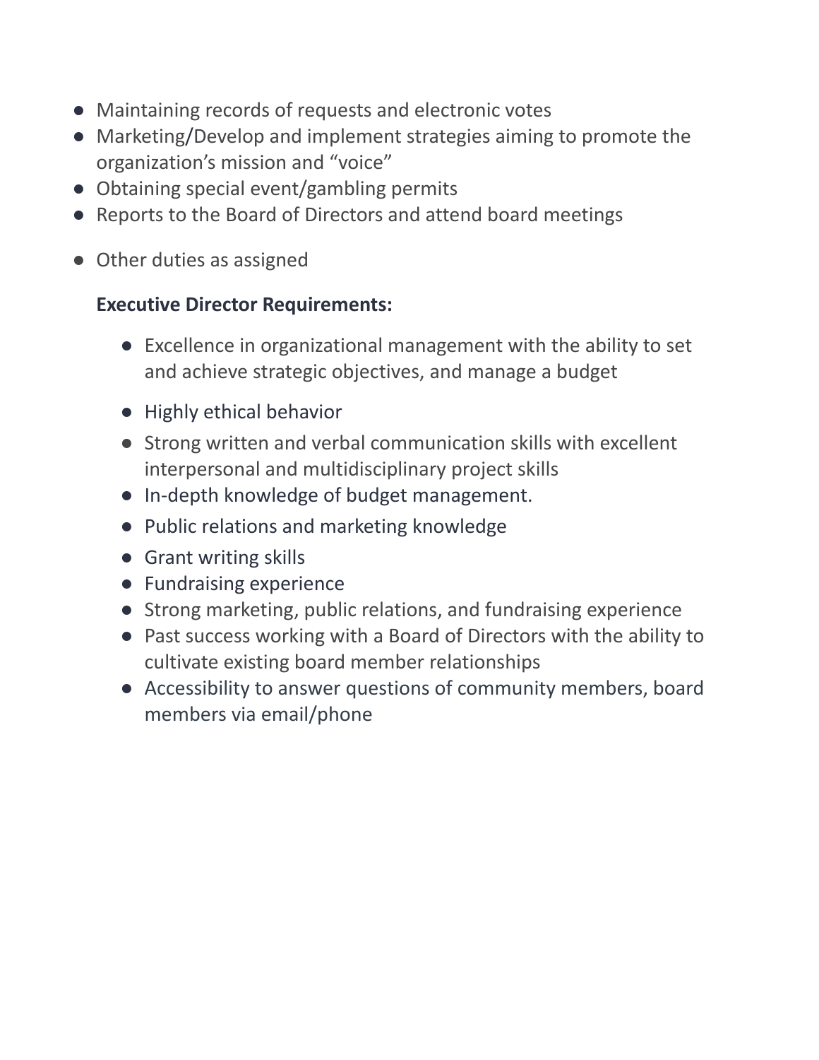- Maintaining records of requests and electronic votes
- Marketing/Develop and implement strategies aiming to promote the organization's mission and "voice"
- Obtaining special event/gambling permits
- Reports to the Board of Directors and attend board meetings
- Other duties as assigned

**Executive Director Requirements:**

- Excellence in organizational management with the ability to set and achieve strategic objectives, and manage a budget
- Highly ethical behavior
- Strong written and verbal communication skills with excellent interpersonal and multidisciplinary project skills
- In-depth knowledge of budget management.
- Public relations and marketing knowledge
- Grant writing skills
- Fundraising experience
- Strong marketing, public relations, and fundraising experience
- Past success working with a Board of Directors with the ability to cultivate existing board member relationships
- Accessibility to answer questions of community members, board members via email/phone